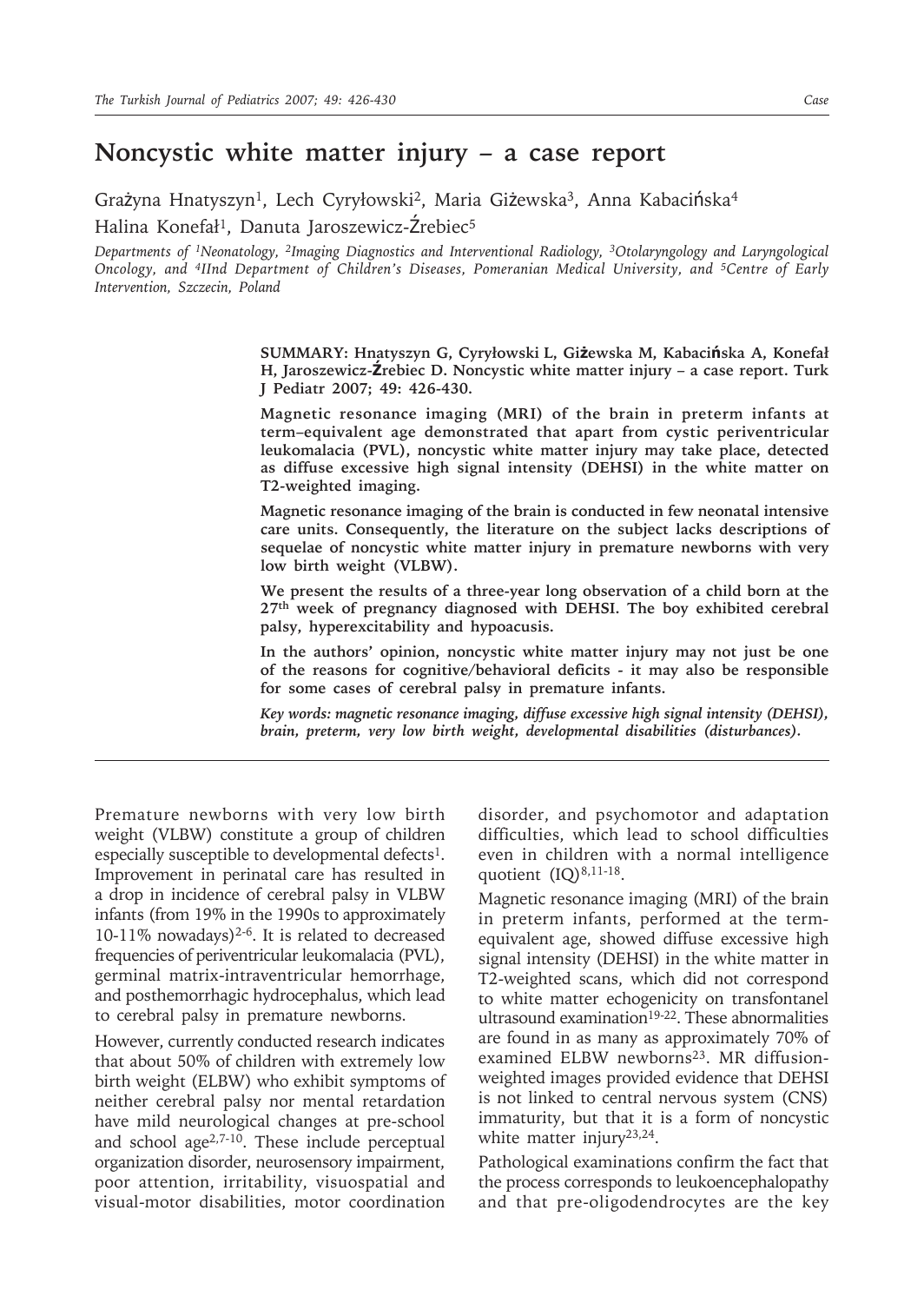# Noncystic white matter injury – a case report

Grażyna Hnatyszyn[1], Lech Cyryłowski[2], Maria Giżewska[3], Anna Kabacińska[4]
Halina Konefał[1], Danuta Jaroszewicz-Źrebiec[5]

*Departments of [1]Neonatology, [2]Imaging Diagnostics and Interventional Radiology, [3]Otolaryngology and Laryngological Oncology, and [4]IInd Department of Children's Diseases, Pomeranian Medical University, and [5]Centre of Early Intervention, Szczecin, Poland*

**SUMMARY: Hnatyszyn G, Cyryłowski L, Giżewska M, Kabacińska A, Konefał H, Jaroszewicz-Źrebiec D. Noncystic white matter injury – a case report. Turk J Pediatr 2007; 49: 426-430.**

**Magnetic resonance imaging (MRI) of the brain in preterm infants at term–equivalent age demonstrated that apart from cystic periventricular leukomalacia (PVL), noncystic white matter injury may take place, detected as diffuse excessive high signal intensity (DEHSI) in the white matter on T2-weighted imaging.**

**Magnetic resonance imaging of the brain is conducted in few neonatal intensive care units. Consequently, the literature on the subject lacks descriptions of sequelae of noncystic white matter injury in premature newborns with very low birth weight (VLBW).**

**We present the results of a three-year long observation of a child born at the 27th week of pregnancy diagnosed with DEHSI. The boy exhibited cerebral palsy, hyperexcitability and hypoacusis.**

**In the authors' opinion, noncystic white matter injury may not just be one of the reasons for cognitive/behavioral deficits - it may also be responsible for some cases of cerebral palsy in premature infants.**

***Key words:*** *magnetic resonance imaging, diffuse excessive high signal intensity (DEHSI), brain, preterm, very low birth weight, developmental disabilities (disturbances).*

---

Premature newborns with very low birth weight (VLBW) constitute a group of children especially susceptible to developmental defects[1]. Improvement in perinatal care has resulted in a drop in incidence of cerebral palsy in VLBW infants (from 19% in the 1990s to approximately 10-11% nowadays)[2-6]. It is related to decreased frequencies of periventricular leukomalacia (PVL), germinal matrix-intraventricular hemorrhage, and posthemorrhagic hydrocephalus, which lead to cerebral palsy in premature newborns.

However, currently conducted research indicates that about 50% of children with extremely low birth weight (ELBW) who exhibit symptoms of neither cerebral palsy nor mental retardation have mild neurological changes at pre-school and school age[2,7-10]. These include perceptual organization disorder, neurosensory impairment, poor attention, irritability, visuospatial and visual-motor disabilities, motor coordination disorder, and psychomotor and adaptation difficulties, which lead to school difficulties even in children with a normal intelligence quotient (IQ)[8,11-18].

Magnetic resonance imaging (MRI) of the brain in preterm infants, performed at the term-equivalent age, showed diffuse excessive high signal intensity (DEHSI) in the white matter in T2-weighted scans, which did not correspond to white matter echogenicity on transfontanel ultrasound examination[19-22]. These abnormalities are found in as many as approximately 70% of examined ELBW newborns[23]. MR diffusion-weighted images provided evidence that DEHSI is not linked to central nervous system (CNS) immaturity, but that it is a form of noncystic white matter injury[23,24].

Pathological examinations confirm the fact that the process corresponds to leukoencephalopathy and that pre-oligodendrocytes are the key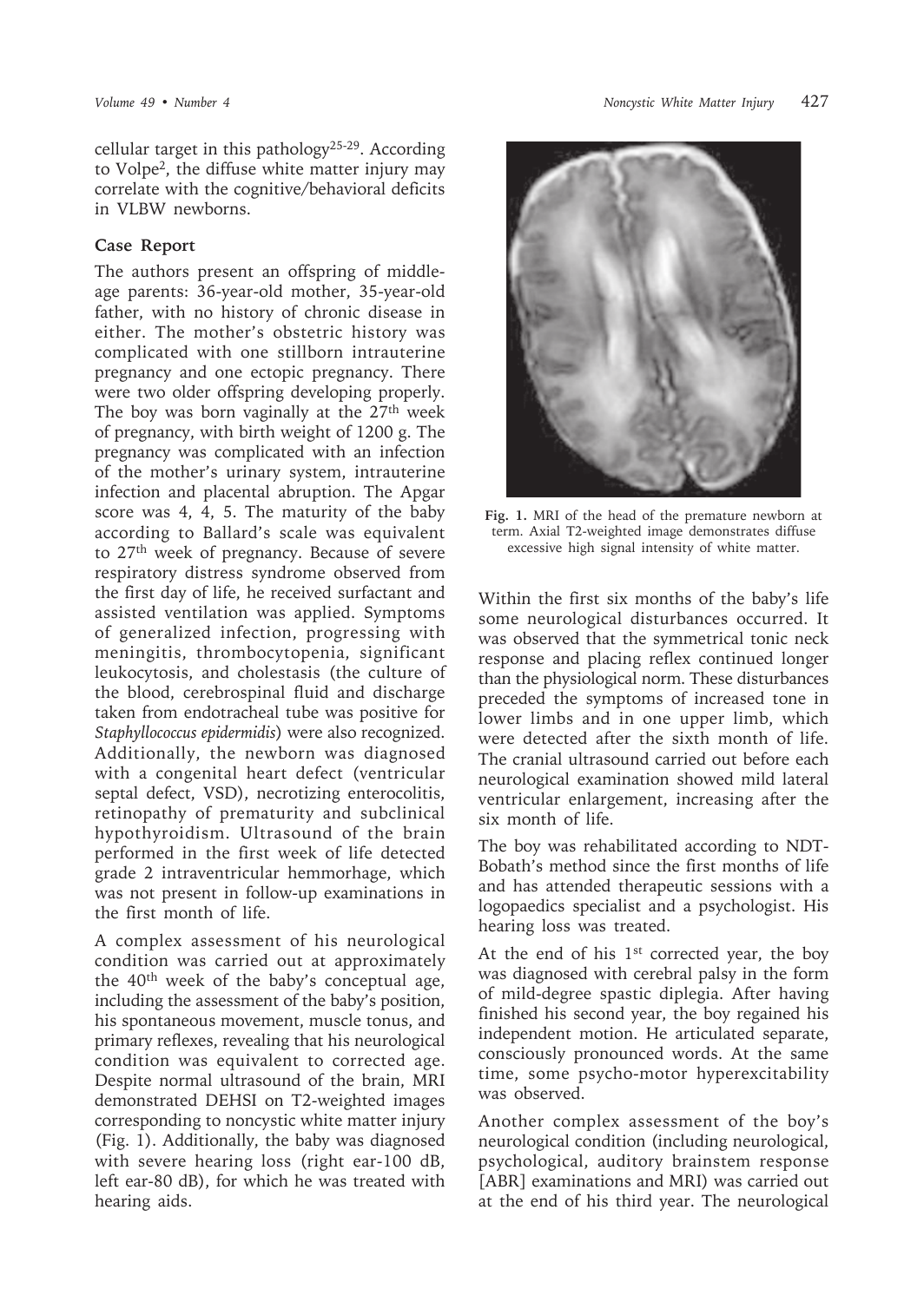cellular target in this pathology[25-29]. According to Volpe[2], the diffuse white matter injury may correlate with the cognitive/behavioral deficits in VLBW newborns.

### Case Report

The authors present an offspring of middle-age parents: 36-year-old mother, 35-year-old father, with no history of chronic disease in either. The mother's obstetric history was complicated with one stillborn intrauterine pregnancy and one ectopic pregnancy. There were two older offspring developing properly. The boy was born vaginally at the 27th week of pregnancy, with birth weight of 1200 g. The pregnancy was complicated with an infection of the mother's urinary system, intrauterine infection and placental abruption. The Apgar score was 4, 4, 5. The maturity of the baby according to Ballard's scale was equivalent to 27th week of pregnancy. Because of severe respiratory distress syndrome observed from the first day of life, he received surfactant and assisted ventilation was applied. Symptoms of generalized infection, progressing with meningitis, thrombocytopenia, significant leukocytosis, and cholestasis (the culture of the blood, cerebrospinal fluid and discharge taken from endotracheal tube was positive for *Staphyllococcus epidermidis*) were also recognized. Additionally, the newborn was diagnosed with a congenital heart defect (ventricular septal defect, VSD), necrotizing enterocolitis, retinopathy of prematurity and subclinical hypothyroidism. Ultrasound of the brain performed in the first week of life detected grade 2 intraventricular hemmorhage, which was not present in follow-up examinations in the first month of life.

A complex assessment of his neurological condition was carried out at approximately the 40th week of the baby's conceptual age, including the assessment of the baby's position, his spontaneous movement, muscle tonus, and primary reflexes, revealing that his neurological condition was equivalent to corrected age. Despite normal ultrasound of the brain, MRI demonstrated DEHSI on T2-weighted images corresponding to noncystic white matter injury (Fig. 1). Additionally, the baby was diagnosed with severe hearing loss (right ear-100 dB, left ear-80 dB), for which he was treated with hearing aids.

**Fig. 1.** MRI of the head of the premature newborn at term. Axial T2-weighted image demonstrates diffuse excessive high signal intensity of white matter.

Within the first six months of the baby's life some neurological disturbances occurred. It was observed that the symmetrical tonic neck response and placing reflex continued longer than the physiological norm. These disturbances preceded the symptoms of increased tone in lower limbs and in one upper limb, which were detected after the sixth month of life. The cranial ultrasound carried out before each neurological examination showed mild lateral ventricular enlargement, increasing after the six month of life.

The boy was rehabilitated according to NDT-Bobath's method since the first months of life and has attended therapeutic sessions with a logopaedics specialist and a psychologist. His hearing loss was treated.

At the end of his 1st corrected year, the boy was diagnosed with cerebral palsy in the form of mild-degree spastic diplegia. After having finished his second year, the boy regained his independent motion. He articulated separate, consciously pronounced words. At the same time, some psycho-motor hyperexcitability was observed.

Another complex assessment of the boy's neurological condition (including neurological, psychological, auditory brainstem response [ABR] examinations and MRI) was carried out at the end of his third year. The neurological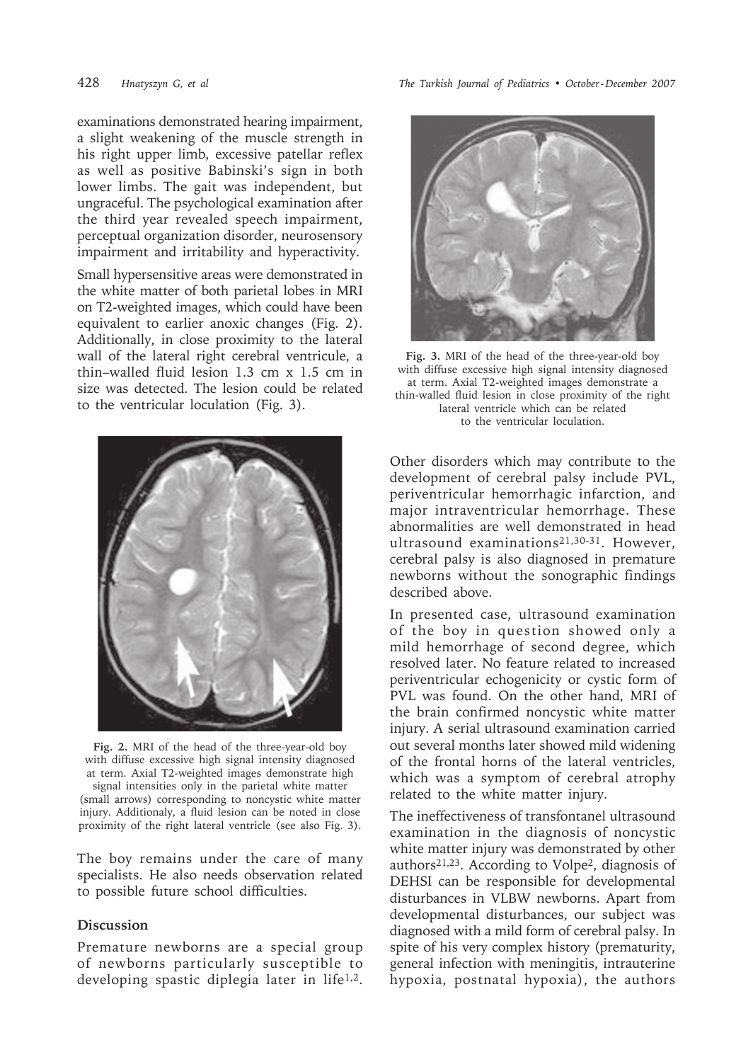examinations demonstrated hearing impairment, a slight weakening of the muscle strength in his right upper limb, excessive patellar reflex as well as positive Babinski's sign in both lower limbs. The gait was independent, but ungraceful. The psychological examination after the third year revealed speech impairment, perceptual organization disorder, neurosensory impairment and irritability and hyperactivity.

Small hypersensitive areas were demonstrated in the white matter of both parietal lobes in MRI on T2-weighted images, which could have been equivalent to earlier anoxic changes (Fig. 2). Additionally, in close proximity to the lateral wall of the lateral right cerebral ventricule, a thin–walled fluid lesion 1.3 cm x 1.5 cm in size was detected. The lesion could be related to the ventricular loculation (Fig. 3).

**Fig. 2.** MRI of the head of the three-year-old boy with diffuse excessive high signal intensity diagnosed at term. Axial T2-weighted images demonstrate high signal intensities only in the parietal white matter (small arrows) corresponding to noncystic white matter injury. Additionaly, a fluid lesion can be noted in close proximity of the right lateral ventricle (see also Fig. 3).

The boy remains under the care of many specialists. He also needs observation related to possible future school difficulties.

## Discussion

Premature newborns are a special group of newborns particularly susceptible to developing spastic diplegia later in life[1,2].

**Fig. 3.** MRI of the head of the three-year-old boy with diffuse excessive high signal intensity diagnosed at term. Axial T2-weighted images demonstrate a thin-walled fluid lesion in close proximity of the right lateral ventricle which can be related to the ventricular loculation.

Other disorders which may contribute to the development of cerebral palsy include PVL, periventricular hemorrhagic infarction, and major intraventricular hemorrhage. These abnormalities are well demonstrated in head ultrasound examinations[21,30-31]. However, cerebral palsy is also diagnosed in premature newborns without the sonographic findings described above.

In presented case, ultrasound examination of the boy in question showed only a mild hemorrhage of second degree, which resolved later. No feature related to increased periventricular echogenicity or cystic form of PVL was found. On the other hand, MRI of the brain confirmed noncystic white matter injury. A serial ultrasound examination carried out several months later showed mild widening of the frontal horns of the lateral ventricles, which was a symptom of cerebral atrophy related to the white matter injury.

The ineffectiveness of transfontanel ultrasound examination in the diagnosis of noncystic white matter injury was demonstrated by other authors[21,23]. According to Volpe[2], diagnosis of DEHSI can be responsible for developmental disturbances in VLBW newborns. Apart from developmental disturbances, our subject was diagnosed with a mild form of cerebral palsy. In spite of his very complex history (prematurity, general infection with meningitis, intrauterine hypoxia, postnatal hypoxia), the authors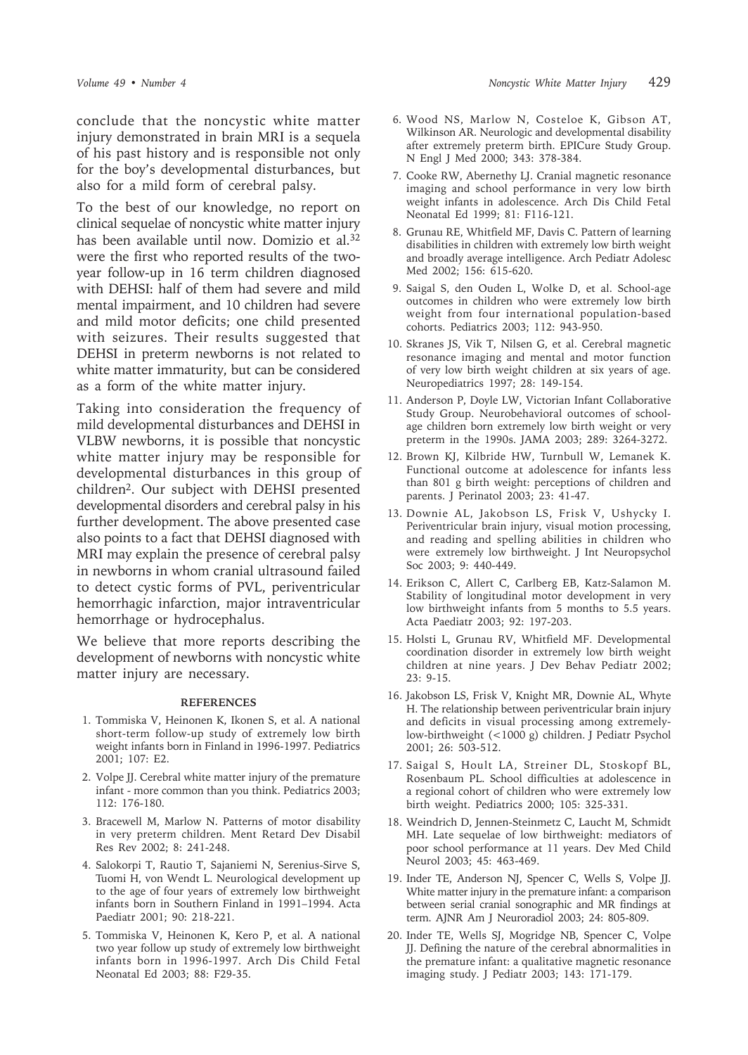conclude that the noncystic white matter injury demonstrated in brain MRI is a sequela of his past history and is responsible not only for the boy's developmental disturbances, but also for a mild form of cerebral palsy.

To the best of our knowledge, no report on clinical sequelae of noncystic white matter injury has been available until now. Domizio et al.[32] were the first who reported results of the two-year follow-up in 16 term children diagnosed with DEHSI: half of them had severe and mild mental impairment, and 10 children had severe and mild motor deficits; one child presented with seizures. Their results suggested that DEHSI in preterm newborns is not related to white matter immaturity, but can be considered as a form of the white matter injury.

Taking into consideration the frequency of mild developmental disturbances and DEHSI in VLBW newborns, it is possible that noncystic white matter injury may be responsible for developmental disturbances in this group of children[2]. Our subject with DEHSI presented developmental disorders and cerebral palsy in his further development. The above presented case also points to a fact that DEHSI diagnosed with MRI may explain the presence of cerebral palsy in newborns in whom cranial ultrasound failed to detect cystic forms of PVL, periventricular hemorrhagic infarction, major intraventricular hemorrhage or hydrocephalus.

We believe that more reports describing the development of newborns with noncystic white matter injury are necessary.

## REFERENCES

1. Tommiska V, Heinonen K, Ikonen S, et al. A national short-term follow-up study of extremely low birth weight infants born in Finland in 1996-1997. Pediatrics 2001; 107: E2.
2. Volpe JJ. Cerebral white matter injury of the premature infant - more common than you think. Pediatrics 2003; 112: 176-180.
3. Bracewell M, Marlow N. Patterns of motor disability in very preterm children. Ment Retard Dev Disabil Res Rev 2002; 8: 241-248.
4. Salokorpi T, Rautio T, Sajaniemi N, Serenius-Sirve S, Tuomi H, von Wendt L. Neurological development up to the age of four years of extremely low birthweight infants born in Southern Finland in 1991–1994. Acta Paediatr 2001; 90: 218-221.
5. Tommiska V, Heinonen K, Kero P, et al. A national two year follow up study of extremely low birthweight infants born in 1996-1997. Arch Dis Child Fetal Neonatal Ed 2003; 88: F29-35.
6. Wood NS, Marlow N, Costeloe K, Gibson AT, Wilkinson AR. Neurologic and developmental disability after extremely preterm birth. EPICure Study Group. N Engl J Med 2000; 343: 378-384.
7. Cooke RW, Abernethy LJ. Cranial magnetic resonance imaging and school performance in very low birth weight infants in adolescence. Arch Dis Child Fetal Neonatal Ed 1999; 81: F116-121.
8. Grunau RE, Whitfield MF, Davis C. Pattern of learning disabilities in children with extremely low birth weight and broadly average intelligence. Arch Pediatr Adolesc Med 2002; 156: 615-620.
9. Saigal S, den Ouden L, Wolke D, et al. School-age outcomes in children who were extremely low birth weight from four international population-based cohorts. Pediatrics 2003; 112: 943-950.
10. Skranes JS, Vik T, Nilsen G, et al. Cerebral magnetic resonance imaging and mental and motor function of very low birth weight children at six years of age. Neuropediatrics 1997; 28: 149-154.
11. Anderson P, Doyle LW, Victorian Infant Collaborative Study Group. Neurobehavioral outcomes of school-age children born extremely low birth weight or very preterm in the 1990s. JAMA 2003; 289: 3264-3272.
12. Brown KJ, Kilbride HW, Turnbull W, Lemanek K. Functional outcome at adolescence for infants less than 801 g birth weight: perceptions of children and parents. J Perinatol 2003; 23: 41-47.
13. Downie AL, Jakobson LS, Frisk V, Ushycky I. Periventricular brain injury, visual motion processing, and reading and spelling abilities in children who were extremely low birthweight. J Int Neuropsychol Soc 2003; 9: 440-449.
14. Erikson C, Allert C, Carlberg EB, Katz-Salamon M. Stability of longitudinal motor development in very low birthweight infants from 5 months to 5.5 years. Acta Paediatr 2003; 92: 197-203.
15. Holsti L, Grunau RV, Whitfield MF. Developmental coordination disorder in extremely low birth weight children at nine years. J Dev Behav Pediatr 2002; 23: 9-15.
16. Jakobson LS, Frisk V, Knight MR, Downie AL, Whyte H. The relationship between periventricular brain injury and deficits in visual processing among extremely-low-birthweight (<1000 g) children. J Pediatr Psychol 2001; 26: 503-512.
17. Saigal S, Hoult LA, Streiner DL, Stoskopf BL, Rosenbaum PL. School difficulties at adolescence in a regional cohort of children who were extremely low birth weight. Pediatrics 2000; 105: 325-331.
18. Weindrich D, Jennen-Steinmetz C, Laucht M, Schmidt MH. Late sequelae of low birthweight: mediators of poor school performance at 11 years. Dev Med Child Neurol 2003; 45: 463-469.
19. Inder TE, Anderson NJ, Spencer C, Wells S, Volpe JJ. White matter injury in the premature infant: a comparison between serial cranial sonographic and MR findings at term. AJNR Am J Neuroradiol 2003; 24: 805-809.
20. Inder TE, Wells SJ, Mogridge NB, Spencer C, Volpe JJ. Defining the nature of the cerebral abnormalities in the premature infant: a qualitative magnetic resonance imaging study. J Pediatr 2003; 143: 171-179.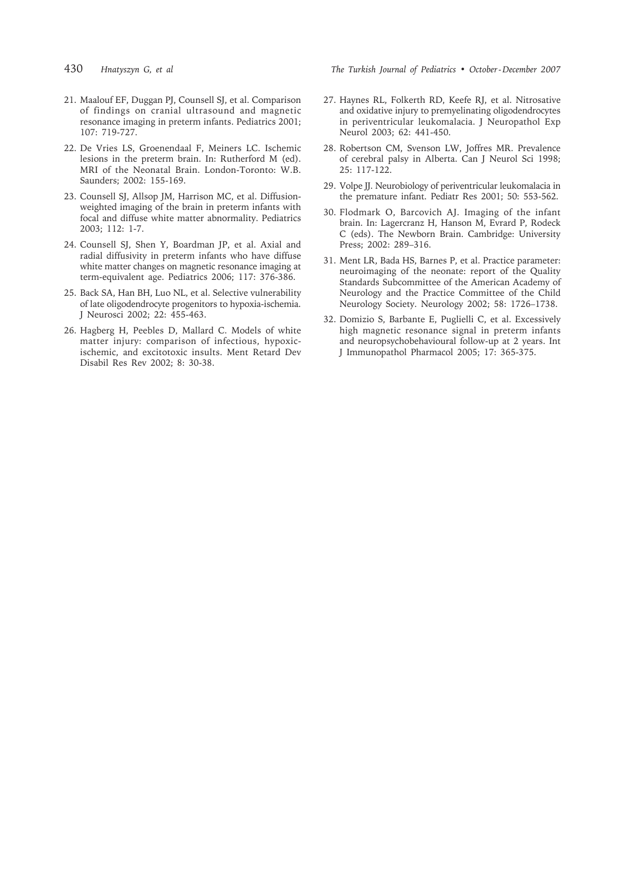21. Maalouf EF, Duggan PJ, Counsell SJ, et al. Comparison of findings on cranial ultrasound and magnetic resonance imaging in preterm infants. Pediatrics 2001; 107: 719-727.

22. De Vries LS, Groenendaal F, Meiners LC. Ischemic lesions in the preterm brain. In: Rutherford M (ed). MRI of the Neonatal Brain. London-Toronto: W.B. Saunders; 2002: 155-169.

23. Counsell SJ, Allsop JM, Harrison MC, et al. Diffusion-weighted imaging of the brain in preterm infants with focal and diffuse white matter abnormality. Pediatrics 2003; 112: 1-7.

24. Counsell SJ, Shen Y, Boardman JP, et al. Axial and radial diffusivity in preterm infants who have diffuse white matter changes on magnetic resonance imaging at term-equivalent age. Pediatrics 2006; 117: 376-386.

25. Back SA, Han BH, Luo NL, et al. Selective vulnerability of late oligodendrocyte progenitors to hypoxia-ischemia. J Neurosci 2002; 22: 455-463.

26. Hagberg H, Peebles D, Mallard C. Models of white matter injury: comparison of infectious, hypoxic-ischemic, and excitotoxic insults. Ment Retard Dev Disabil Res Rev 2002; 8: 30-38.

27. Haynes RL, Folkerth RD, Keefe RJ, et al. Nitrosative and oxidative injury to premyelinating oligodendrocytes in periventricular leukomalacia. J Neuropathol Exp Neurol 2003; 62: 441-450.

28. Robertson CM, Svenson LW, Joffres MR. Prevalence of cerebral palsy in Alberta. Can J Neurol Sci 1998; 25: 117-122.

29. Volpe JJ. Neurobiology of periventricular leukomalacia in the premature infant. Pediatr Res 2001; 50: 553-562.

30. Flodmark O, Barcovich AJ. Imaging of the infant brain. In: Lagercranz H, Hanson M, Evrard P, Rodeck C (eds). The Newborn Brain. Cambridge: University Press; 2002: 289–316.

31. Ment LR, Bada HS, Barnes P, et al. Practice parameter: neuroimaging of the neonate: report of the Quality Standards Subcommittee of the American Academy of Neurology and the Practice Committee of the Child Neurology Society. Neurology 2002; 58: 1726–1738.

32. Domizio S, Barbante E, Puglielli C, et al. Excessively high magnetic resonance signal in preterm infants and neuropsychobehavioural follow-up at 2 years. Int J Immunopathol Pharmacol 2005; 17: 365-375.